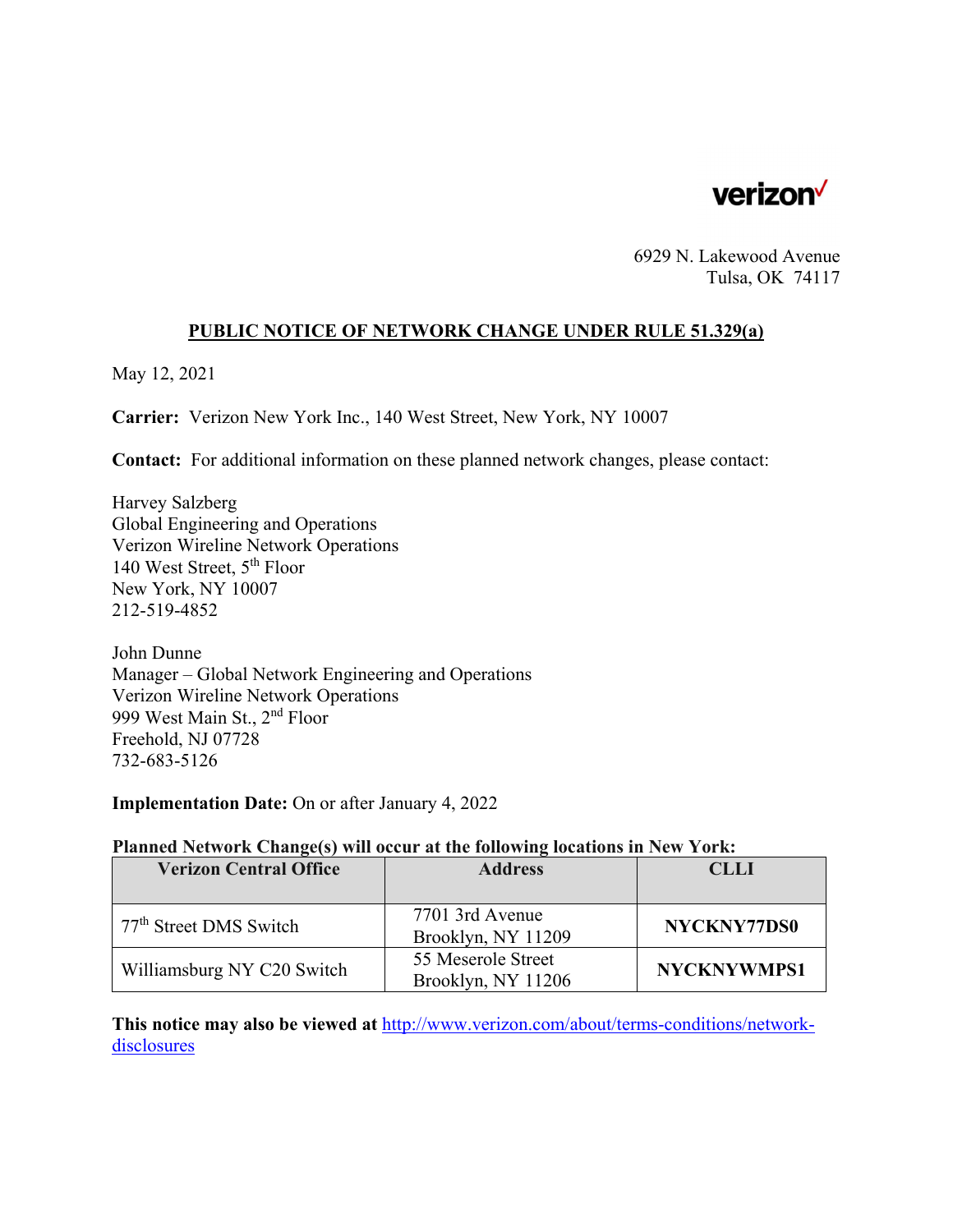verizon

6929 N. Lakewood Avenue
Tulsa, OK 74117

## PUBLIC NOTICE OF NETWORK CHANGE UNDER RULE 51.329(a)

May 12, 2021

**Carrier:** Verizon New York Inc., 140 West Street, New York, NY 10007

**Contact:** For additional information on these planned network changes, please contact:

Harvey Salzberg
Global Engineering and Operations
Verizon Wireline Network Operations
140 West Street, 5th Floor
New York, NY 10007
212-519-4852

John Dunne
Manager – Global Network Engineering and Operations
Verizon Wireline Network Operations
999 West Main St., 2nd Floor
Freehold, NJ 07728
732-683-5126

**Implementation Date:** On or after January 4, 2022

**Planned Network Change(s) will occur at the following locations in New York:**

| Verizon Central Office | Address | CLLI |
|---|---|---|
| 77th Street DMS Switch | 7701 3rd Avenue Brooklyn, NY 11209 | **NYCKNY77DS0** |
| Williamsburg NY C20 Switch | 55 Meserole Street Brooklyn, NY 11206 | **NYCKNYWMPS1** |

**This notice may also be viewed at** http://www.verizon.com/about/terms-conditions/network-disclosures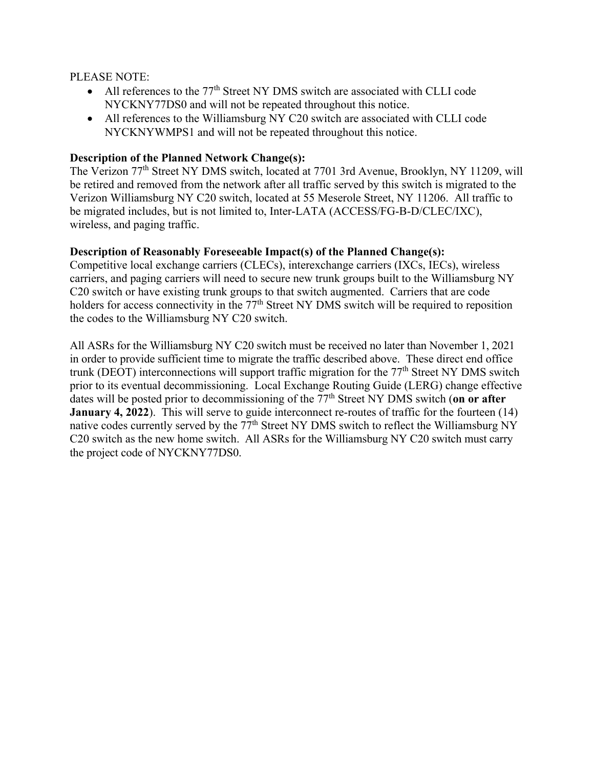PLEASE NOTE:

- All references to the 77th Street NY DMS switch are associated with CLLI code NYCKNY77DS0 and will not be repeated throughout this notice.
- All references to the Williamsburg NY C20 switch are associated with CLLI code NYCKNYWMPS1 and will not be repeated throughout this notice.

**Description of the Planned Network Change(s):**
The Verizon 77th Street NY DMS switch, located at 7701 3rd Avenue, Brooklyn, NY 11209, will be retired and removed from the network after all traffic served by this switch is migrated to the Verizon Williamsburg NY C20 switch, located at 55 Meserole Street, NY 11206. All traffic to be migrated includes, but is not limited to, Inter-LATA (ACCESS/FG-B-D/CLEC/IXC), wireless, and paging traffic.

**Description of Reasonably Foreseeable Impact(s) of the Planned Change(s):**
Competitive local exchange carriers (CLECs), interexchange carriers (IXCs, IECs), wireless carriers, and paging carriers will need to secure new trunk groups built to the Williamsburg NY C20 switch or have existing trunk groups to that switch augmented. Carriers that are code holders for access connectivity in the 77th Street NY DMS switch will be required to reposition the codes to the Williamsburg NY C20 switch.

All ASRs for the Williamsburg NY C20 switch must be received no later than November 1, 2021 in order to provide sufficient time to migrate the traffic described above. These direct end office trunk (DEOT) interconnections will support traffic migration for the 77th Street NY DMS switch prior to its eventual decommissioning. Local Exchange Routing Guide (LERG) change effective dates will be posted prior to decommissioning of the 77th Street NY DMS switch (**on or after January 4, 2022**). This will serve to guide interconnect re-routes of traffic for the fourteen (14) native codes currently served by the 77th Street NY DMS switch to reflect the Williamsburg NY C20 switch as the new home switch. All ASRs for the Williamsburg NY C20 switch must carry the project code of NYCKNY77DS0.